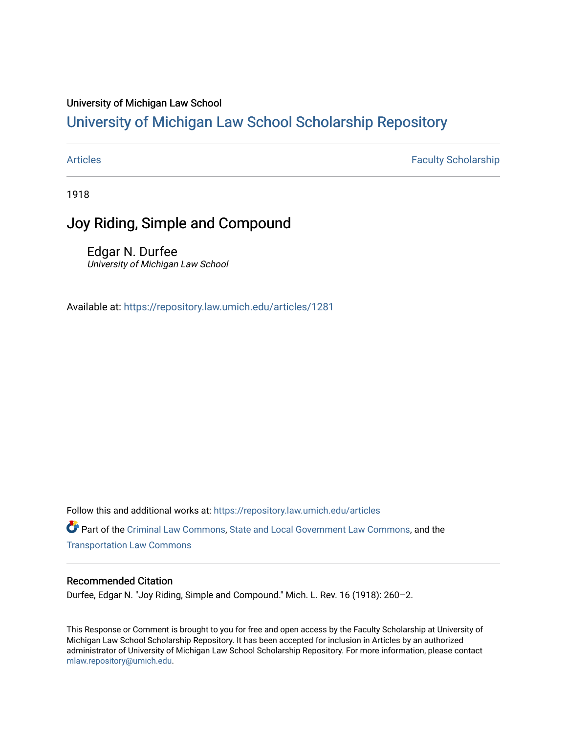University of Michigan Law School

# University of Michigan Law School Scholarship Repository

Articles | Faculty Scholarship

1918

## Joy Riding, Simple and Compound

Edgar N. Durfee
*University of Michigan Law School*

Available at: https://repository.law.umich.edu/articles/1281

Follow this and additional works at: https://repository.law.umich.edu/articles

Part of the Criminal Law Commons, State and Local Government Law Commons, and the Transportation Law Commons

### Recommended Citation

Durfee, Edgar N. "Joy Riding, Simple and Compound." Mich. L. Rev. 16 (1918): 260–2.

This Response or Comment is brought to you for free and open access by the Faculty Scholarship at University of Michigan Law School Scholarship Repository. It has been accepted for inclusion in Articles by an authorized administrator of University of Michigan Law School Scholarship Repository. For more information, please contact mlaw.repository@umich.edu.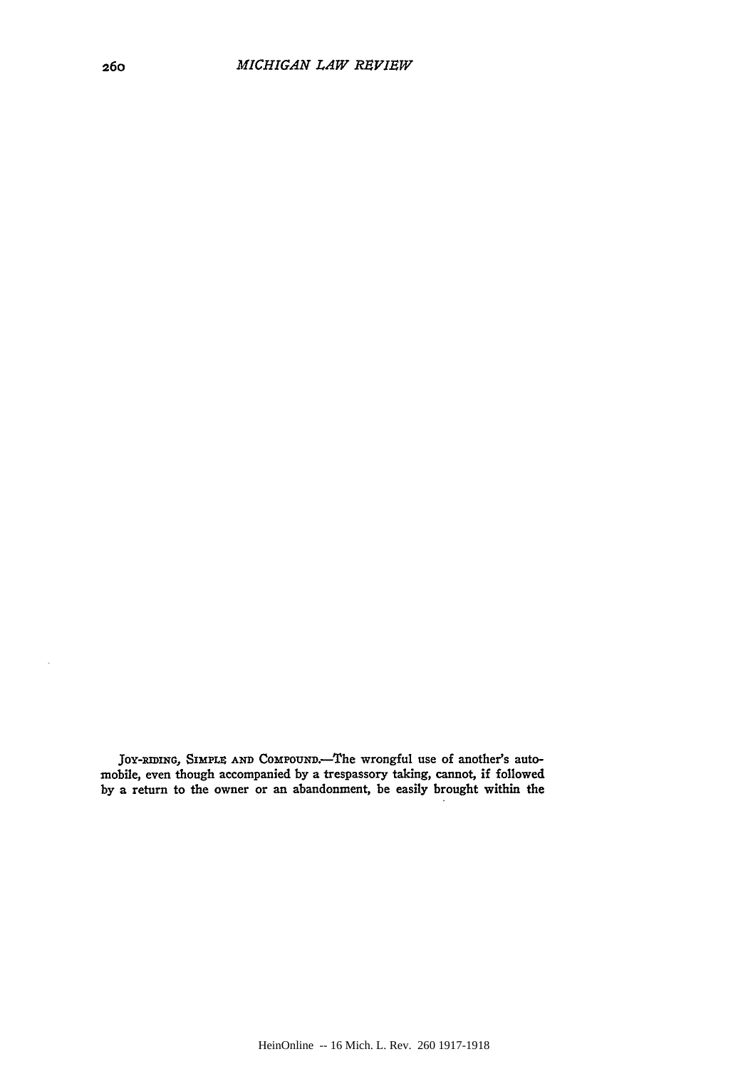JOY-RIDING, SIMPLE AND COMPOUND.—The wrongful use of another's automobile, even though accompanied by a trespassory taking, cannot, if followed by a return to the owner or an abandonment, be easily brought within the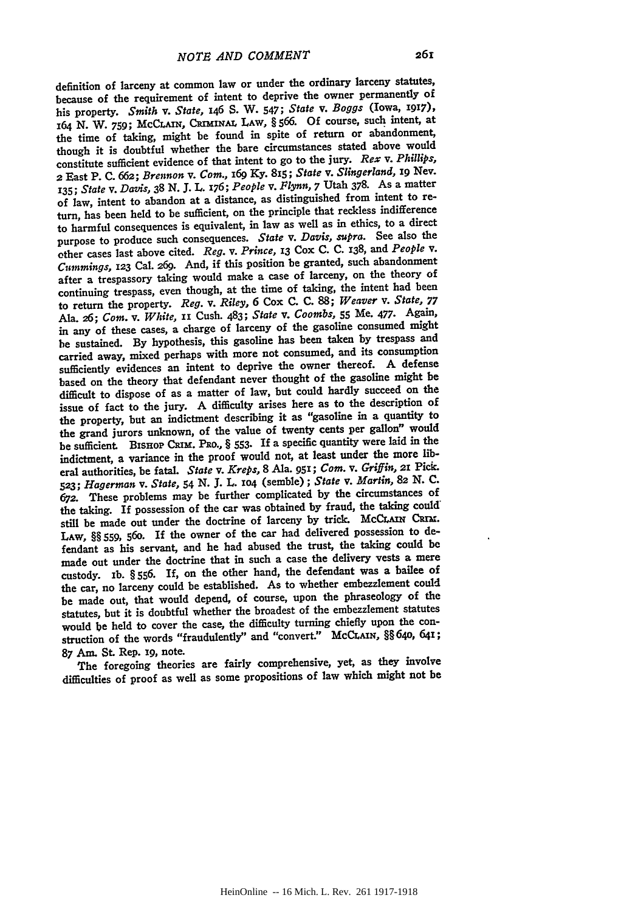definition of larceny at common law or under the ordinary larceny statutes, because of the requirement of intent to deprive the owner permanently of his property. *Smith* v. *State*, 146 S. W. 547; *State* v. *Boggs* (Iowa, 1917), 164 N. W. 759; McClain, Criminal Law, § 566. Of course, such intent, at the time of taking, might be found in spite of return or abandonment, though it is doubtful whether the bare circumstances stated above would constitute sufficient evidence of that intent to go to the jury. *Rex* v. *Phillips*, 2 East P. C. 662; *Brennon* v. *Com.*, 169 Ky. 815; *State* v. *Slingerland*, 19 Nev. 135; *State* v. *Davis*, 38 N. J. L. 176; *People* v. *Flynn*, 7 Utah 378. As a matter of law, intent to abandon at a distance, as distinguished from intent to return, has been held to be sufficient, on the principle that reckless indifference to harmful consequences is equivalent, in law as well as in ethics, to a direct purpose to produce such consequences. *State* v. *Davis*, *supra*. See also the other cases last above cited. *Reg.* v. *Prince*, 13 Cox C. C. 138, and *People* v. *Cummings*, 123 Cal. 269. And, if this position be granted, such abandonment after a trespassory taking would make a case of larceny, on the theory of continuing trespass, even though, at the time of taking, the intent had been to return the property. *Reg.* v. *Riley*, 6 Cox C. C. 88; *Weaver* v. *State*, 77 Ala. 26; *Com.* v. *White*, 11 Cush. 483; *State* v. *Coombs*, 55 Me. 477. Again, in any of these cases, a charge of larceny of the gasoline consumed might be sustained. By hypothesis, this gasoline has been taken by trespass and carried away, mixed perhaps with more not consumed, and its consumption sufficiently evidences an intent to deprive the owner thereof. A defense based on the theory that defendant never thought of the gasoline might be difficult to dispose of as a matter of law, but could hardly succeed on the issue of fact to the jury. A difficulty arises here as to the description of the property, but an indictment describing it as "gasoline in a quantity to the grand jurors unknown, of the value of twenty cents per gallon" would be sufficient. Bishop Crim. Pro., § 553. If a specific quantity were laid in the indictment, a variance in the proof would not, at least under the more liberal authorities, be fatal. *State* v. *Kreps*, 8 Ala. 951; *Com.* v. *Griffin*, 21 Pick. 523; *Hagerman* v. *State*, 54 N. J. L. 104 (semble); *State* v. *Martin*, 82 N. C. 672. These problems may be further complicated by the circumstances of the taking. If possession of the car was obtained by fraud, the taking could still be made out under the doctrine of larceny by trick. McClain Crim. Law, §§ 559, 560. If the owner of the car had delivered possession to defendant as his servant, and he had abused the trust, the taking could be made out under the doctrine that in such a case the delivery vests a mere custody. Ib. § 556. If, on the other hand, the defendant was a bailee of the car, no larceny could be established. As to whether embezzlement could be made out, that would depend, of course, upon the phraseology of the statutes, but it is doubtful whether the broadest of the embezzlement statutes would be held to cover the case, the difficulty turning chiefly upon the construction of the words "fraudulently" and "convert." McClain, §§ 640, 641; 87 Am. St. Rep. 19, note.

The foregoing theories are fairly comprehensive, yet, as they involve difficulties of proof as well as some propositions of law which might not be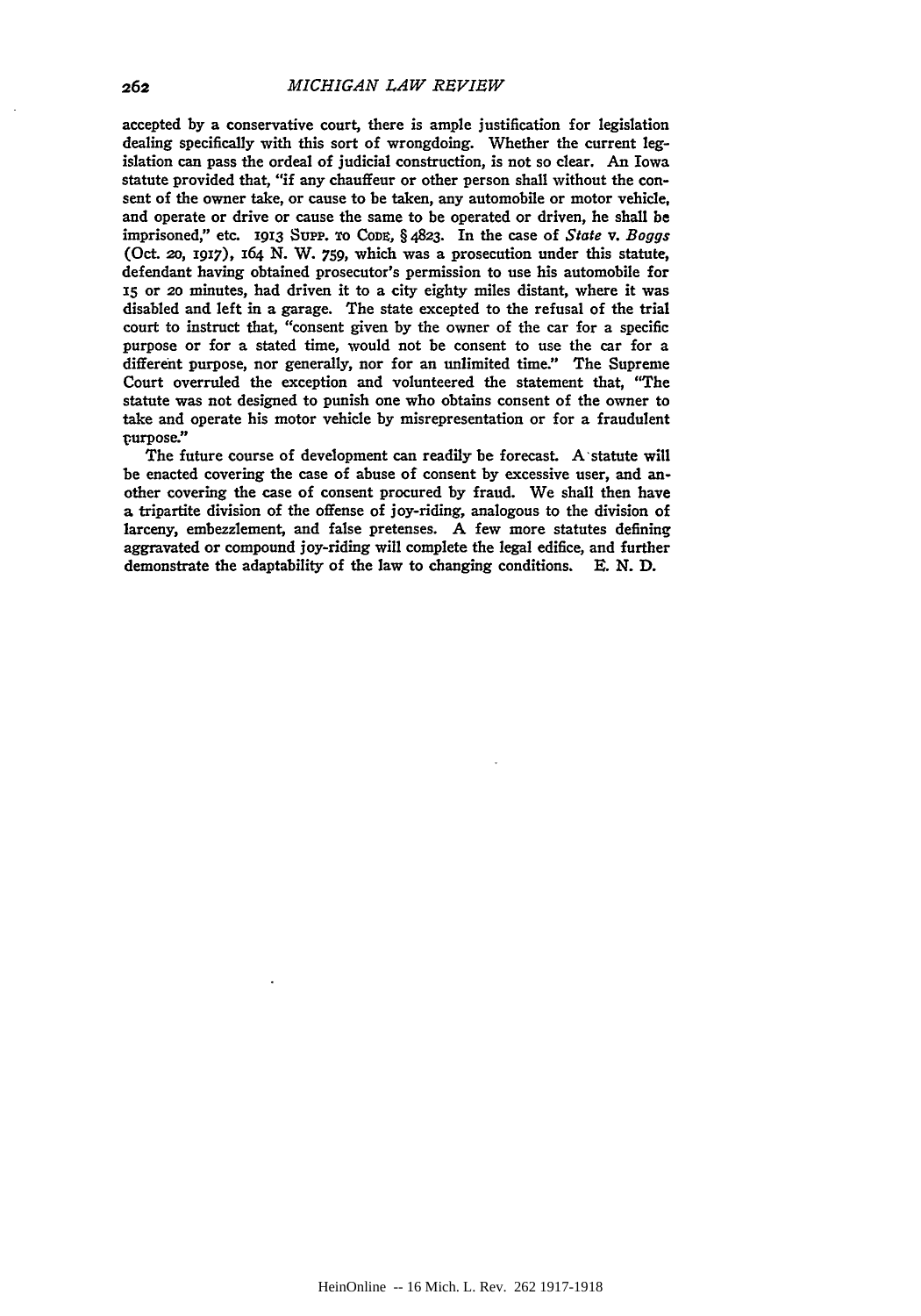accepted by a conservative court, there is ample justification for legislation dealing specifically with this sort of wrongdoing. Whether the current legislation can pass the ordeal of judicial construction, is not so clear. An Iowa statute provided that, "if any chauffeur or other person shall without the consent of the owner take, or cause to be taken, any automobile or motor vehicle, and operate or drive or cause the same to be operated or driven, he shall be imprisoned," etc. 1913 SUPP. TO CODE, § 4823. In the case of *State* v. *Boggs* (Oct. 20, 1917), 164 N. W. 759, which was a prosecution under this statute, defendant having obtained prosecutor's permission to use his automobile for 15 or 20 minutes, had driven it to a city eighty miles distant, where it was disabled and left in a garage. The state excepted to the refusal of the trial court to instruct that, "consent given by the owner of the car for a specific purpose or for a stated time, would not be consent to use the car for a different purpose, nor generally, nor for an unlimited time." The Supreme Court overruled the exception and volunteered the statement that, "The statute was not designed to punish one who obtains consent of the owner to take and operate his motor vehicle by misrepresentation or for a fraudulent purpose."

The future course of development can readily be forecast. A statute will be enacted covering the case of abuse of consent by excessive user, and another covering the case of consent procured by fraud. We shall then have a tripartite division of the offense of joy-riding, analogous to the division of larceny, embezzlement, and false pretenses. A few more statutes defining aggravated or compound joy-riding will complete the legal edifice, and further demonstrate the adaptability of the law to changing conditions. E. N. D.